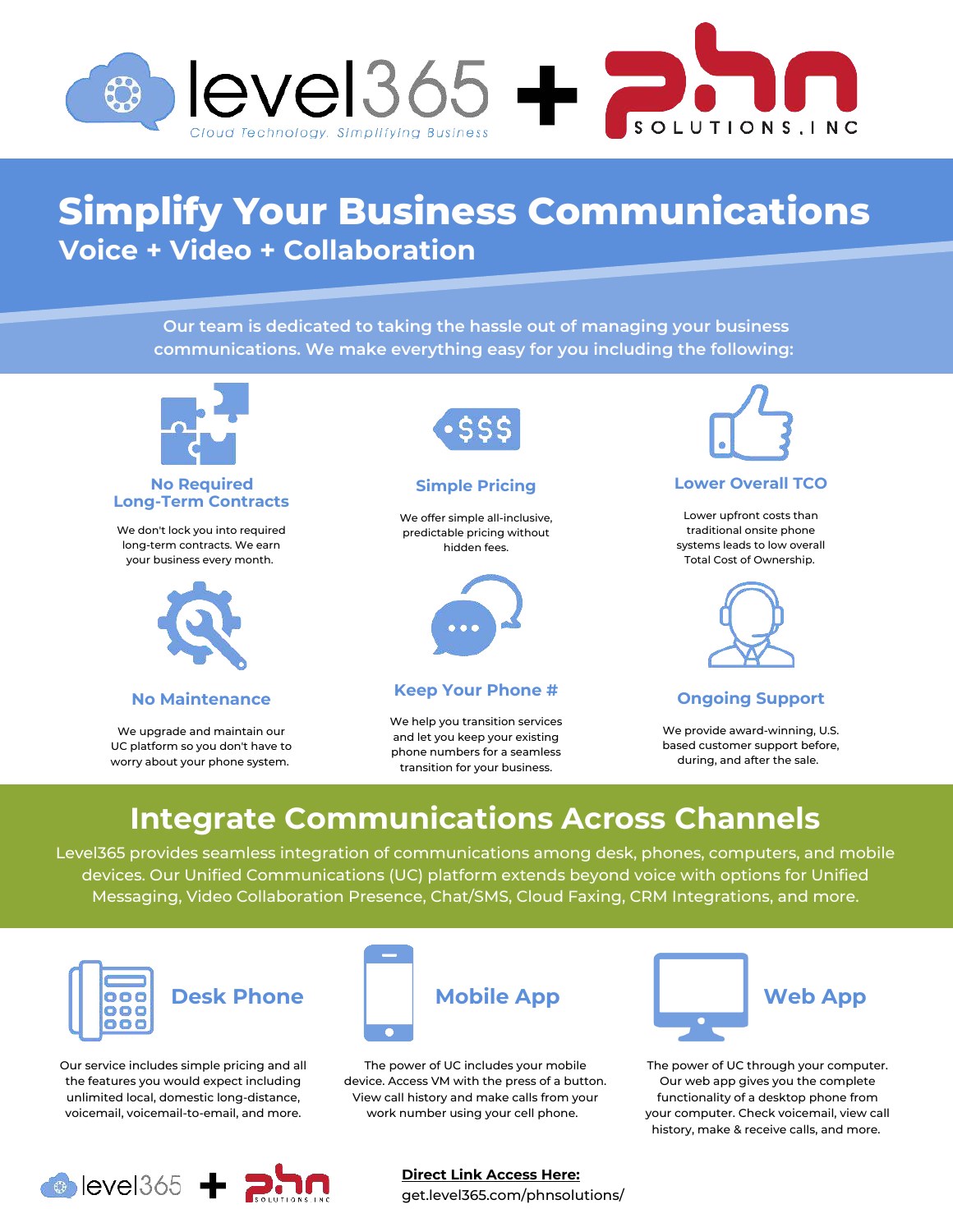level365 Cloud Technology. Simplifying Business + phn SOLUTIONS, INC

# Simplify Your Business Communications

## Voice + Video + Collaboration

Our team is dedicated to taking the hassle out of managing your business communications. We make everything easy for you including the following:

### No Required Long-Term Contracts

We don't lock you into required long-term contracts. We earn your business every month.

### Simple Pricing

We offer simple all-inclusive, predictable pricing without hidden fees.

### Lower Overall TCO

Lower upfront costs than traditional onsite phone systems leads to low overall Total Cost of Ownership.

### No Maintenance

We upgrade and maintain our UC platform so you don't have to worry about your phone system.

### Keep Your Phone #

We help you transition services and let you keep your existing phone numbers for a seamless transition for your business.

### Ongoing Support

We provide award-winning, U.S. based customer support before, during, and after the sale.

## Integrate Communications Across Channels

Level365 provides seamless integration of communications among desk, phones, computers, and mobile devices. Our Unified Communications (UC) platform extends beyond voice with options for Unified Messaging, Video Collaboration Presence, Chat/SMS, Cloud Faxing, CRM Integrations, and more.

### Desk Phone

Our service includes simple pricing and all the features you would expect including unlimited local, domestic long-distance, voicemail, voicemail-to-email, and more.

### Mobile App

The power of UC includes your mobile device. Access VM with the press of a button. View call history and make calls from your work number using your cell phone.

### Web App

The power of UC through your computer. Our web app gives you the complete functionality of a desktop phone from your computer. Check voicemail, view call history, make & receive calls, and more.

level365 + phn SOLUTIONS INC

**Direct Link Access Here:**
get.level365.com/phnsolutions/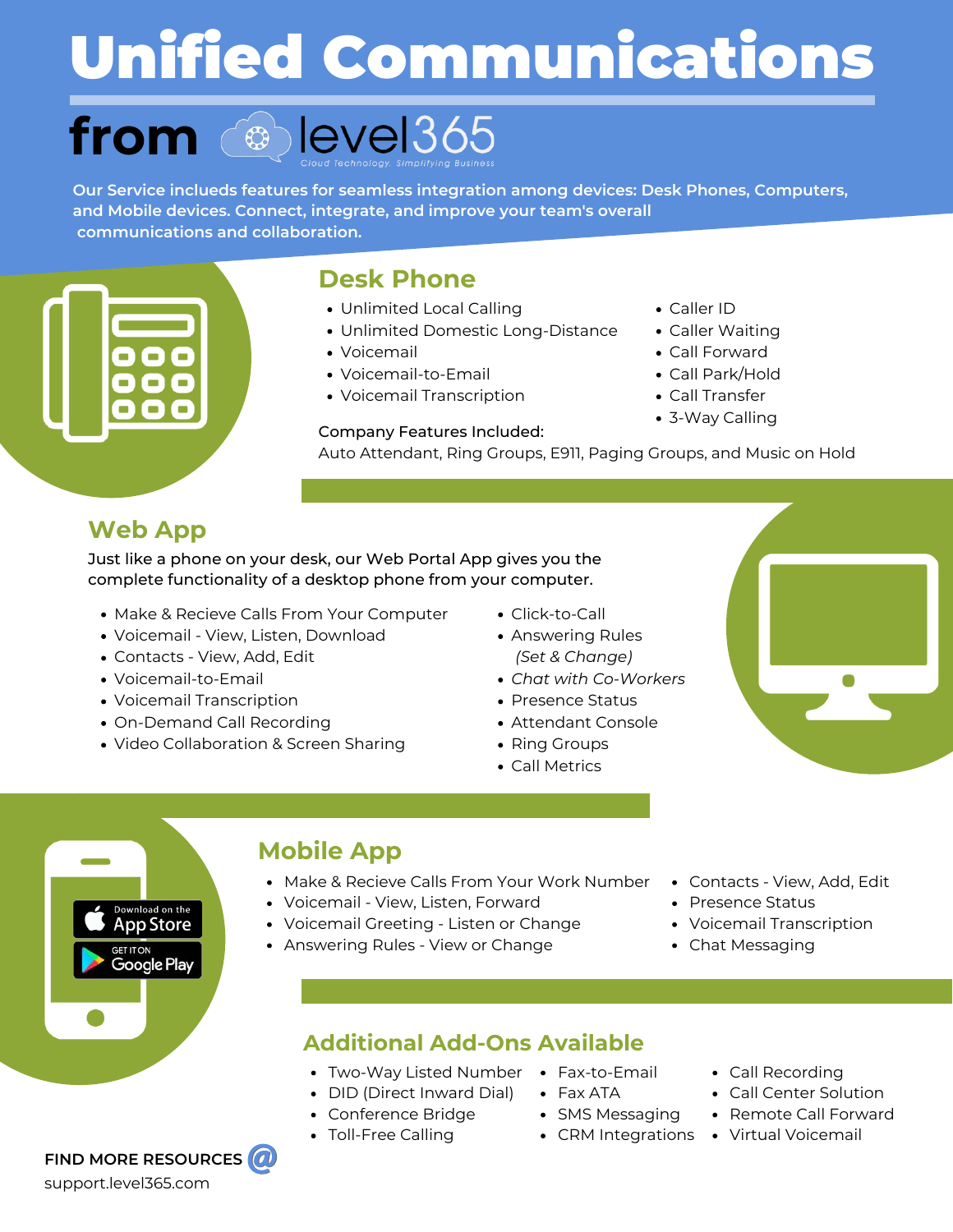# Unified Communications

## from level365

Cloud Technology. Simplifying Business

Our Service includeds features for seamless integration among devices: Desk Phones, Computers, and Mobile devices. Connect, integrate, and improve your team's overall communications and collaboration.

## Desk Phone

- Unlimited Local Calling
- Unlimited Domestic Long-Distance
- Voicemail
- Voicemail-to-Email
- Voicemail Transcription
- Caller ID
- Caller Waiting
- Call Forward
- Call Park/Hold
- Call Transfer
- 3-Way Calling

Company Features Included:
Auto Attendant, Ring Groups, E911, Paging Groups, and Music on Hold

## Web App

Just like a phone on your desk, our Web Portal App gives you the complete functionality of a desktop phone from your computer.

- Make & Recieve Calls From Your Computer
- Voicemail - View, Listen, Download
- Contacts - View, Add, Edit
- Voicemail-to-Email
- Voicemail Transcription
- On-Demand Call Recording
- Video Collaboration & Screen Sharing
- Click-to-Call
- Answering Rules *(Set & Change)*
- *Chat with Co-Workers*
- Presence Status
- Attendant Console
- Ring Groups
- Call Metrics

## Mobile App

Download on the App Store
GET IT ON Google Play

- Make & Recieve Calls From Your Work Number
- Voicemail - View, Listen, Forward
- Voicemail Greeting - Listen or Change
- Answering Rules - View or Change
- Contacts - View, Add, Edit
- Presence Status
- Voicemail Transcription
- Chat Messaging

## Additional Add-Ons Available

- Two-Way Listed Number
- DID (Direct Inward Dial)
- Conference Bridge
- Toll-Free Calling
- Fax-to-Email
- Fax ATA
- SMS Messaging
- CRM Integrations
- Call Recording
- Call Center Solution
- Remote Call Forward
- Virtual Voicemail

FIND MORE RESOURCES @
support.level365.com